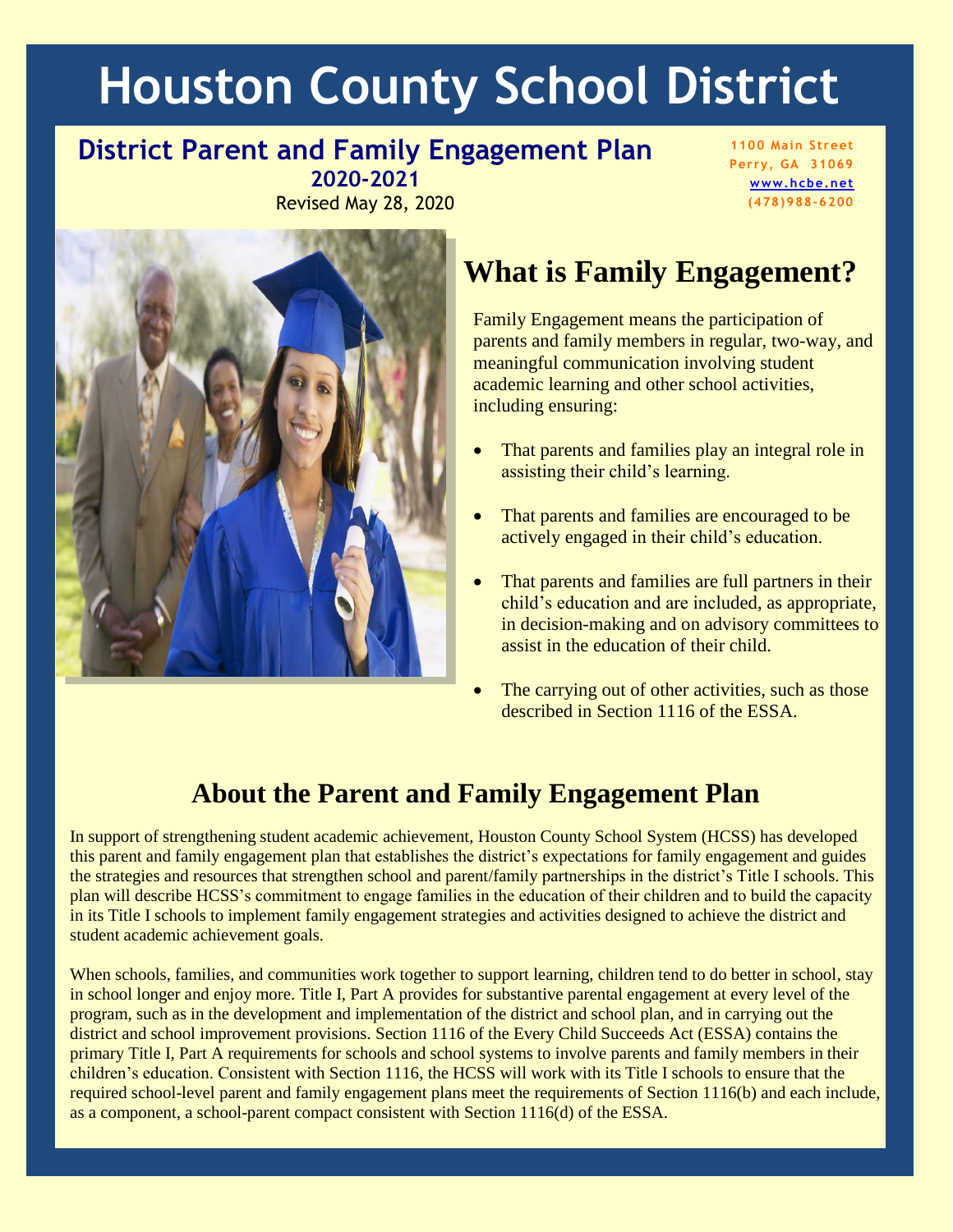# Houston County School District

## District Parent and Family Engagement Plan

**2020-2021**

Revised May 28, 2020

1100 Main Street
Perry, GA 31069
www.hcbe.net
(478)988-6200

## What is Family Engagement?

Family Engagement means the participation of parents and family members in regular, two-way, and meaningful communication involving student academic learning and other school activities, including ensuring:

- That parents and families play an integral role in assisting their child's learning.
- That parents and families are encouraged to be actively engaged in their child's education.
- That parents and families are full partners in their child's education and are included, as appropriate, in decision-making and on advisory committees to assist in the education of their child.
- The carrying out of other activities, such as those described in Section 1116 of the ESSA.

## About the Parent and Family Engagement Plan

In support of strengthening student academic achievement, Houston County School System (HCSS) has developed this parent and family engagement plan that establishes the district's expectations for family engagement and guides the strategies and resources that strengthen school and parent/family partnerships in the district's Title I schools. This plan will describe HCSS's commitment to engage families in the education of their children and to build the capacity in its Title I schools to implement family engagement strategies and activities designed to achieve the district and student academic achievement goals.

When schools, families, and communities work together to support learning, children tend to do better in school, stay in school longer and enjoy more. Title I, Part A provides for substantive parental engagement at every level of the program, such as in the development and implementation of the district and school plan, and in carrying out the district and school improvement provisions. Section 1116 of the Every Child Succeeds Act (ESSA) contains the primary Title I, Part A requirements for schools and school systems to involve parents and family members in their children's education. Consistent with Section 1116, the HCSS will work with its Title I schools to ensure that the required school-level parent and family engagement plans meet the requirements of Section 1116(b) and each include, as a component, a school-parent compact consistent with Section 1116(d) of the ESSA.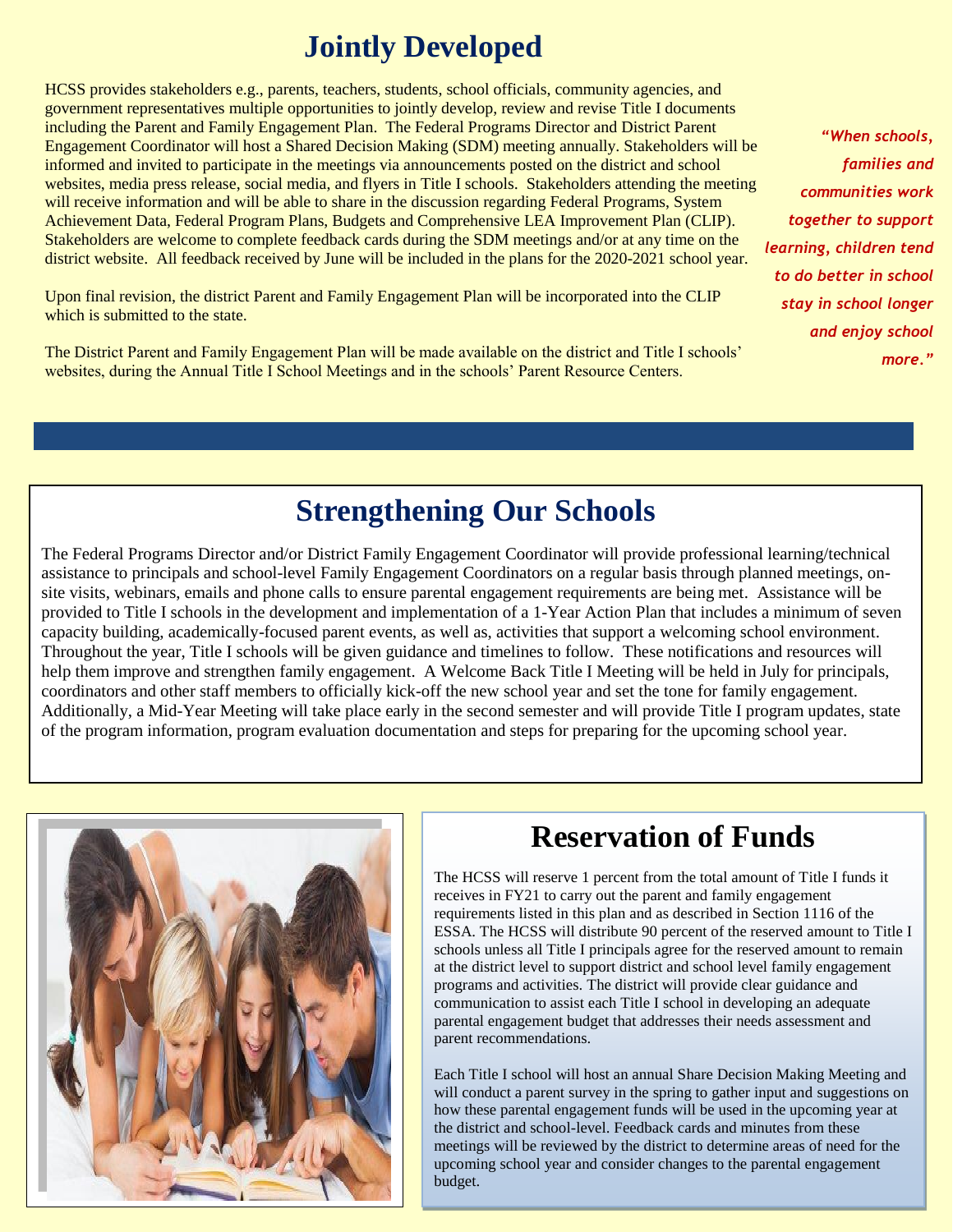# Jointly Developed

HCSS provides stakeholders e.g., parents, teachers, students, school officials, community agencies, and government representatives multiple opportunities to jointly develop, review and revise Title I documents including the Parent and Family Engagement Plan. The Federal Programs Director and District Parent Engagement Coordinator will host a Shared Decision Making (SDM) meeting annually. Stakeholders will be informed and invited to participate in the meetings via announcements posted on the district and school websites, media press release, social media, and flyers in Title I schools. Stakeholders attending the meeting will receive information and will be able to share in the discussion regarding Federal Programs, System Achievement Data, Federal Program Plans, Budgets and Comprehensive LEA Improvement Plan (CLIP). Stakeholders are welcome to complete feedback cards during the SDM meetings and/or at any time on the district website. All feedback received by June will be included in the plans for the 2020-2021 school year.

Upon final revision, the district Parent and Family Engagement Plan will be incorporated into the CLIP which is submitted to the state.

The District Parent and Family Engagement Plan will be made available on the district and Title I schools' websites, during the Annual Title I School Meetings and in the schools' Parent Resource Centers.

*"When schools, families and communities work together to support learning, children tend to do better in school stay in school longer and enjoy school more."*

# Strengthening Our Schools

The Federal Programs Director and/or District Family Engagement Coordinator will provide professional learning/technical assistance to principals and school-level Family Engagement Coordinators on a regular basis through planned meetings, on-site visits, webinars, emails and phone calls to ensure parental engagement requirements are being met. Assistance will be provided to Title I schools in the development and implementation of a 1-Year Action Plan that includes a minimum of seven capacity building, academically-focused parent events, as well as, activities that support a welcoming school environment. Throughout the year, Title I schools will be given guidance and timelines to follow. These notifications and resources will help them improve and strengthen family engagement. A Welcome Back Title I Meeting will be held in July for principals, coordinators and other staff members to officially kick-off the new school year and set the tone for family engagement. Additionally, a Mid-Year Meeting will take place early in the second semester and will provide Title I program updates, state of the program information, program evaluation documentation and steps for preparing for the upcoming school year.

# Reservation of Funds

The HCSS will reserve 1 percent from the total amount of Title I funds it receives in FY21 to carry out the parent and family engagement requirements listed in this plan and as described in Section 1116 of the ESSA. The HCSS will distribute 90 percent of the reserved amount to Title I schools unless all Title I principals agree for the reserved amount to remain at the district level to support district and school level family engagement programs and activities. The district will provide clear guidance and communication to assist each Title I school in developing an adequate parental engagement budget that addresses their needs assessment and parent recommendations.

Each Title I school will host an annual Share Decision Making Meeting and will conduct a parent survey in the spring to gather input and suggestions on how these parental engagement funds will be used in the upcoming year at the district and school-level. Feedback cards and minutes from these meetings will be reviewed by the district to determine areas of need for the upcoming school year and consider changes to the parental engagement budget.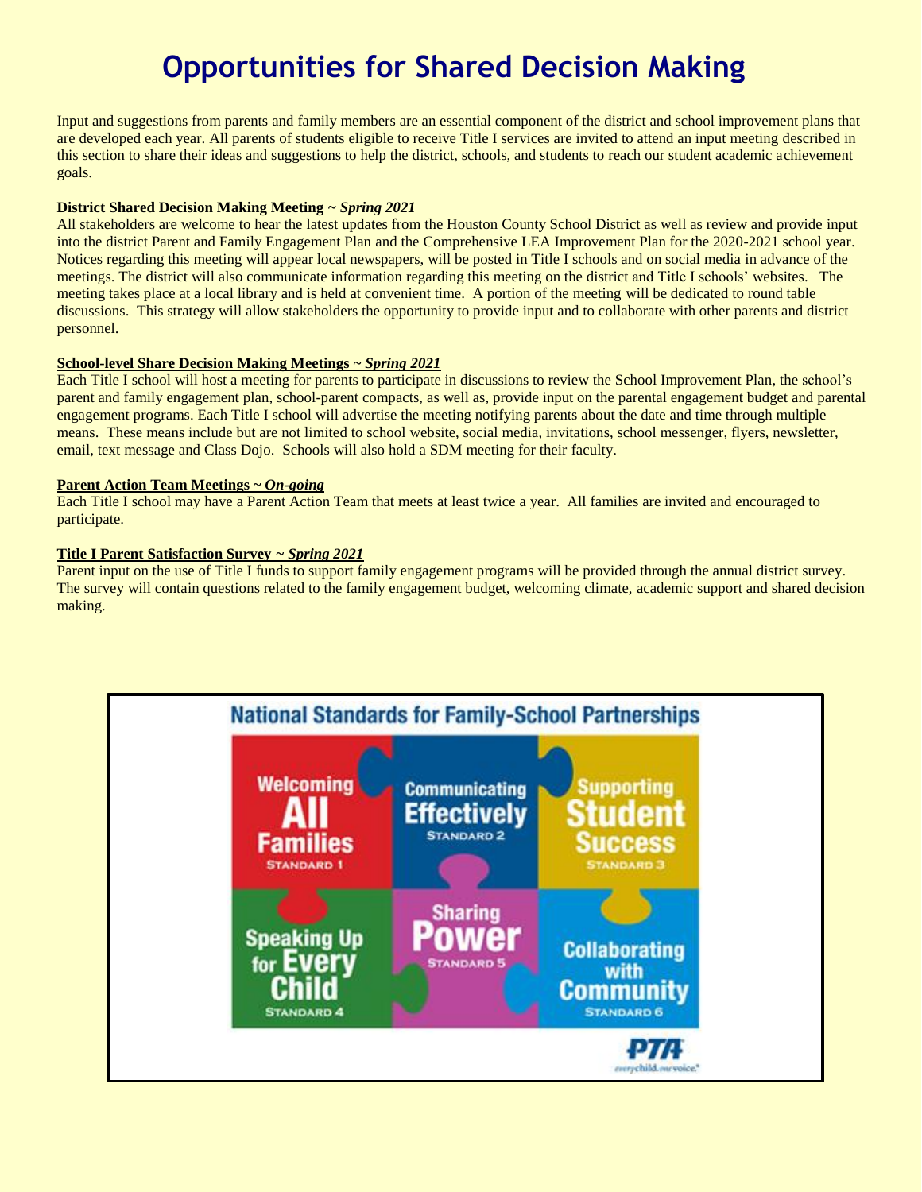# Opportunities for Shared Decision Making

Input and suggestions from parents and family members are an essential component of the district and school improvement plans that are developed each year. All parents of students eligible to receive Title I services are invited to attend an input meeting described in this section to share their ideas and suggestions to help the district, schools, and students to reach our student academic achievement goals.

**District Shared Decision Making Meeting ~ *Spring 2021***

All stakeholders are welcome to hear the latest updates from the Houston County School District as well as review and provide input into the district Parent and Family Engagement Plan and the Comprehensive LEA Improvement Plan for the 2020-2021 school year. Notices regarding this meeting will appear local newspapers, will be posted in Title I schools and on social media in advance of the meetings. The district will also communicate information regarding this meeting on the district and Title I schools' websites. The meeting takes place at a local library and is held at convenient time. A portion of the meeting will be dedicated to round table discussions. This strategy will allow stakeholders the opportunity to provide input and to collaborate with other parents and district personnel.

**School-level Share Decision Making Meetings ~ *Spring 2021***

Each Title I school will host a meeting for parents to participate in discussions to review the School Improvement Plan, the school's parent and family engagement plan, school-parent compacts, as well as, provide input on the parental engagement budget and parental engagement programs. Each Title I school will advertise the meeting notifying parents about the date and time through multiple means. These means include but are not limited to school website, social media, invitations, school messenger, flyers, newsletter, email, text message and Class Dojo. Schools will also hold a SDM meeting for their faculty.

**Parent Action Team Meetings ~ *On-going***

Each Title I school may have a Parent Action Team that meets at least twice a year. All families are invited and encouraged to participate.

**Title I Parent Satisfaction Survey ~ *Spring 2021***

Parent input on the use of Title I funds to support family engagement programs will be provided through the annual district survey. The survey will contain questions related to the family engagement budget, welcoming climate, academic support and shared decision making.

**National Standards for Family-School Partnerships**

- Welcoming All Families – Standard 1
- Communicating Effectively – Standard 2
- Supporting Student Success – Standard 3
- Speaking Up for Every Child – Standard 4
- Sharing Power – Standard 5
- Collaborating with Community – Standard 6

PTA everychild.onevoice.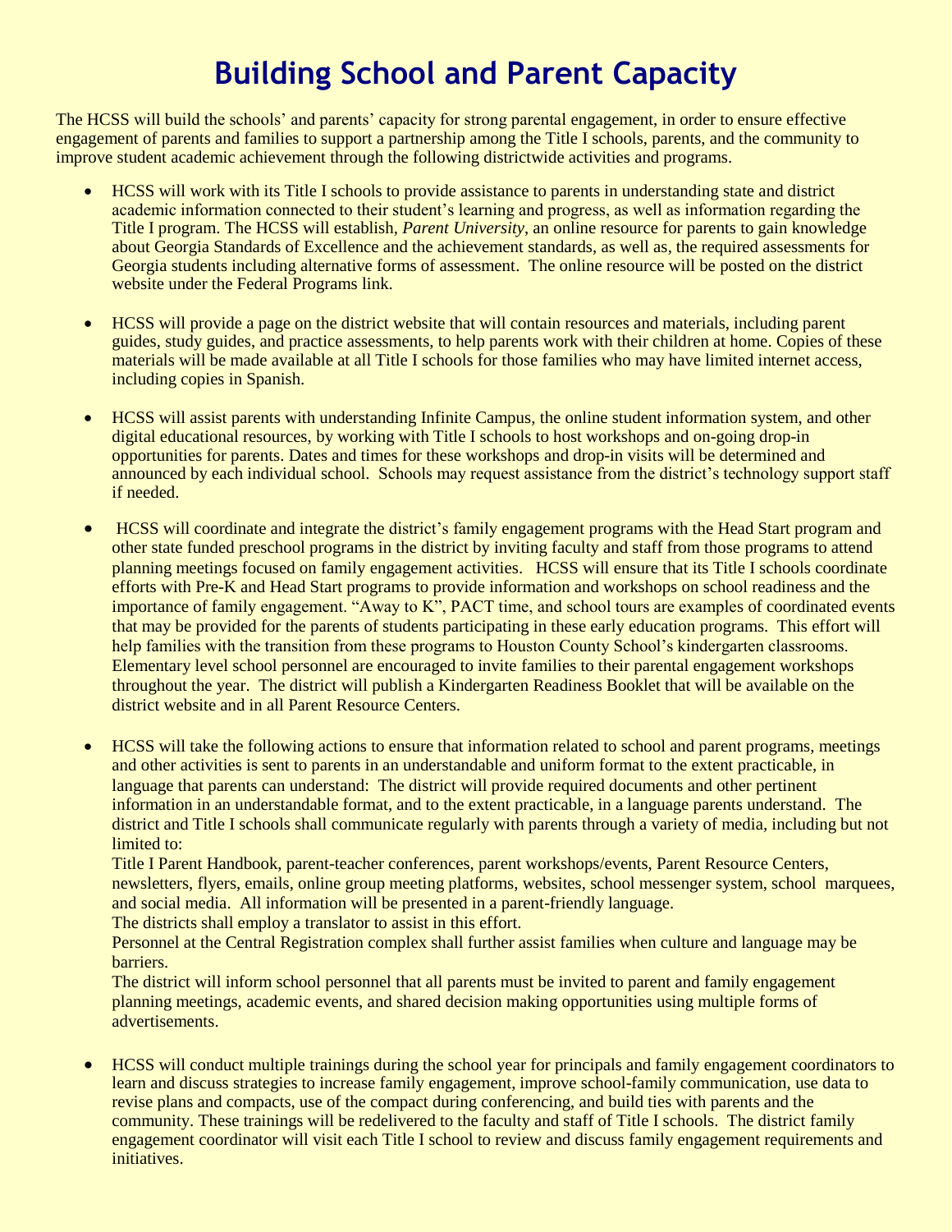# Building School and Parent Capacity

The HCSS will build the schools' and parents' capacity for strong parental engagement, in order to ensure effective engagement of parents and families to support a partnership among the Title I schools, parents, and the community to improve student academic achievement through the following districtwide activities and programs.

- HCSS will work with its Title I schools to provide assistance to parents in understanding state and district academic information connected to their student's learning and progress, as well as information regarding the Title I program. The HCSS will establish, *Parent University*, an online resource for parents to gain knowledge about Georgia Standards of Excellence and the achievement standards, as well as, the required assessments for Georgia students including alternative forms of assessment. The online resource will be posted on the district website under the Federal Programs link.

- HCSS will provide a page on the district website that will contain resources and materials, including parent guides, study guides, and practice assessments, to help parents work with their children at home. Copies of these materials will be made available at all Title I schools for those families who may have limited internet access, including copies in Spanish.

- HCSS will assist parents with understanding Infinite Campus, the online student information system, and other digital educational resources, by working with Title I schools to host workshops and on-going drop-in opportunities for parents. Dates and times for these workshops and drop-in visits will be determined and announced by each individual school. Schools may request assistance from the district's technology support staff if needed.

- HCSS will coordinate and integrate the district's family engagement programs with the Head Start program and other state funded preschool programs in the district by inviting faculty and staff from those programs to attend planning meetings focused on family engagement activities. HCSS will ensure that its Title I schools coordinate efforts with Pre-K and Head Start programs to provide information and workshops on school readiness and the importance of family engagement. "Away to K", PACT time, and school tours are examples of coordinated events that may be provided for the parents of students participating in these early education programs. This effort will help families with the transition from these programs to Houston County School's kindergarten classrooms. Elementary level school personnel are encouraged to invite families to their parental engagement workshops throughout the year. The district will publish a Kindergarten Readiness Booklet that will be available on the district website and in all Parent Resource Centers.

- HCSS will take the following actions to ensure that information related to school and parent programs, meetings and other activities is sent to parents in an understandable and uniform format to the extent practicable, in language that parents can understand: The district will provide required documents and other pertinent information in an understandable format, and to the extent practicable, in a language parents understand. The district and Title I schools shall communicate regularly with parents through a variety of media, including but not limited to:
  Title I Parent Handbook, parent-teacher conferences, parent workshops/events, Parent Resource Centers, newsletters, flyers, emails, online group meeting platforms, websites, school messenger system, school marquees, and social media. All information will be presented in a parent-friendly language.
  The districts shall employ a translator to assist in this effort.
  Personnel at the Central Registration complex shall further assist families when culture and language may be barriers.
  The district will inform school personnel that all parents must be invited to parent and family engagement planning meetings, academic events, and shared decision making opportunities using multiple forms of advertisements.

- HCSS will conduct multiple trainings during the school year for principals and family engagement coordinators to learn and discuss strategies to increase family engagement, improve school-family communication, use data to revise plans and compacts, use of the compact during conferencing, and build ties with parents and the community. These trainings will be redelivered to the faculty and staff of Title I schools. The district family engagement coordinator will visit each Title I school to review and discuss family engagement requirements and initiatives.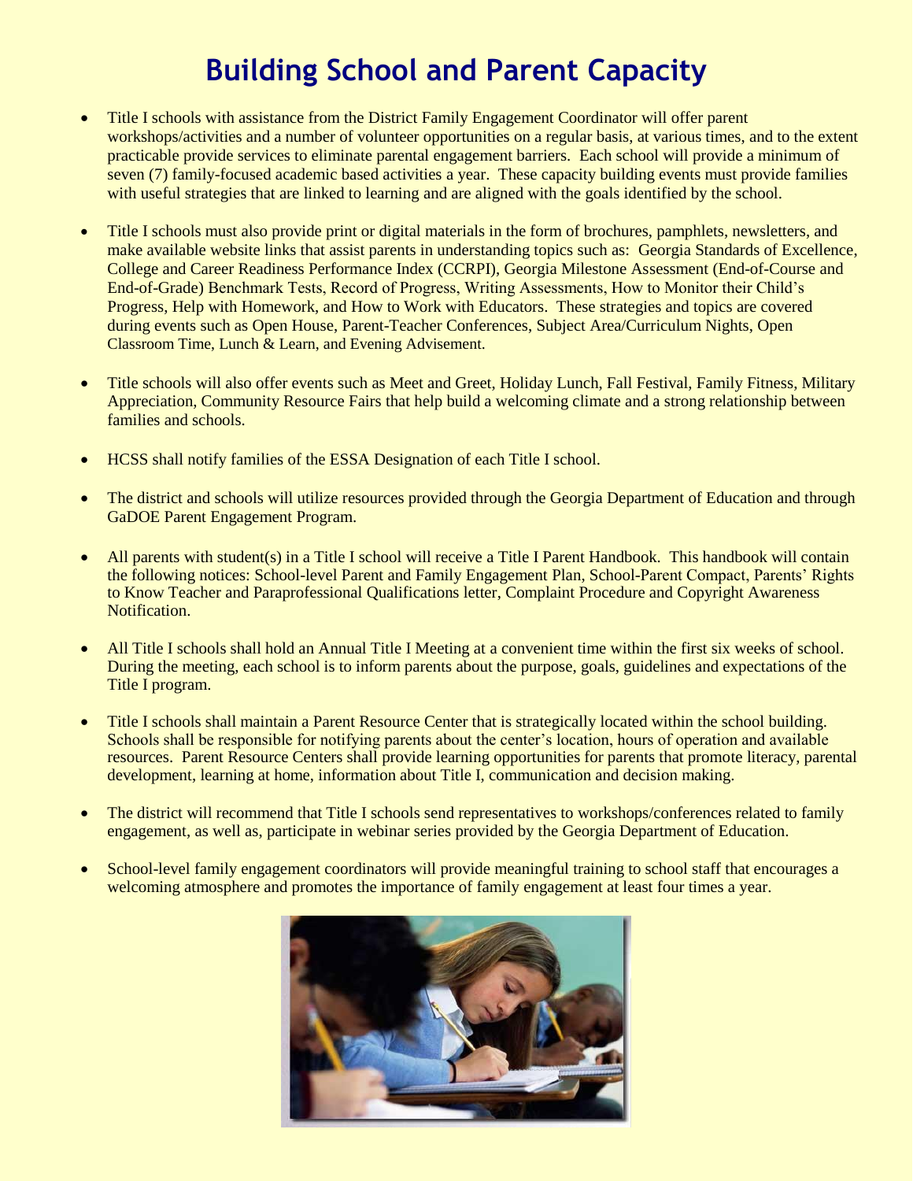# Building School and Parent Capacity

- Title I schools with assistance from the District Family Engagement Coordinator will offer parent workshops/activities and a number of volunteer opportunities on a regular basis, at various times, and to the extent practicable provide services to eliminate parental engagement barriers. Each school will provide a minimum of seven (7) family-focused academic based activities a year. These capacity building events must provide families with useful strategies that are linked to learning and are aligned with the goals identified by the school.

- Title I schools must also provide print or digital materials in the form of brochures, pamphlets, newsletters, and make available website links that assist parents in understanding topics such as: Georgia Standards of Excellence, College and Career Readiness Performance Index (CCRPI), Georgia Milestone Assessment (End-of-Course and End-of-Grade) Benchmark Tests, Record of Progress, Writing Assessments, How to Monitor their Child's Progress, Help with Homework, and How to Work with Educators. These strategies and topics are covered during events such as Open House, Parent-Teacher Conferences, Subject Area/Curriculum Nights, Open Classroom Time, Lunch & Learn, and Evening Advisement.

- Title schools will also offer events such as Meet and Greet, Holiday Lunch, Fall Festival, Family Fitness, Military Appreciation, Community Resource Fairs that help build a welcoming climate and a strong relationship between families and schools.

- HCSS shall notify families of the ESSA Designation of each Title I school.

- The district and schools will utilize resources provided through the Georgia Department of Education and through GaDOE Parent Engagement Program.

- All parents with student(s) in a Title I school will receive a Title I Parent Handbook. This handbook will contain the following notices: School-level Parent and Family Engagement Plan, School-Parent Compact, Parents' Rights to Know Teacher and Paraprofessional Qualifications letter, Complaint Procedure and Copyright Awareness Notification.

- All Title I schools shall hold an Annual Title I Meeting at a convenient time within the first six weeks of school. During the meeting, each school is to inform parents about the purpose, goals, guidelines and expectations of the Title I program.

- Title I schools shall maintain a Parent Resource Center that is strategically located within the school building. Schools shall be responsible for notifying parents about the center's location, hours of operation and available resources. Parent Resource Centers shall provide learning opportunities for parents that promote literacy, parental development, learning at home, information about Title I, communication and decision making.

- The district will recommend that Title I schools send representatives to workshops/conferences related to family engagement, as well as, participate in webinar series provided by the Georgia Department of Education.

- School-level family engagement coordinators will provide meaningful training to school staff that encourages a welcoming atmosphere and promotes the importance of family engagement at least four times a year.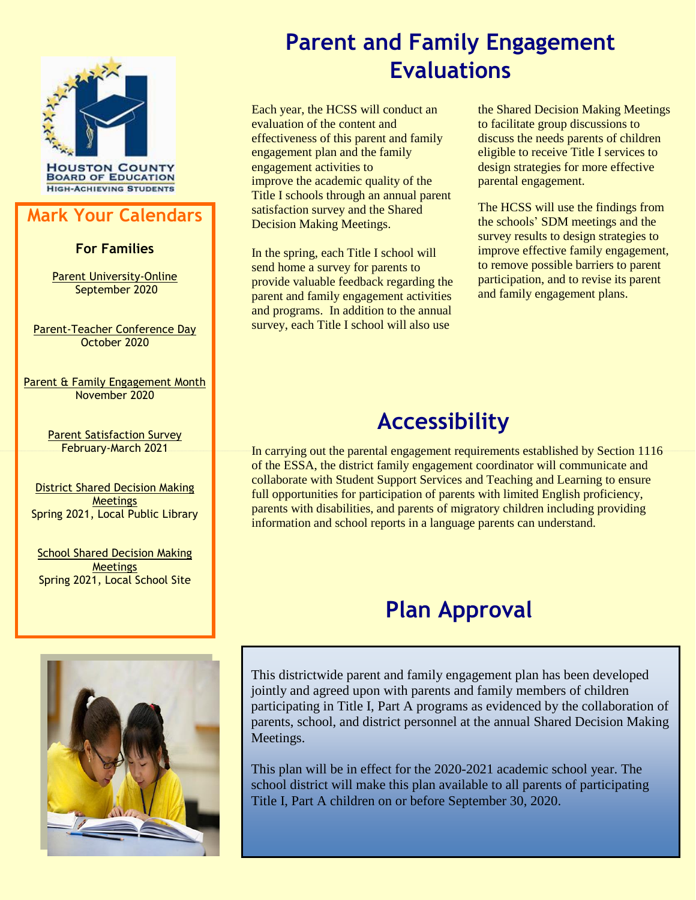HOUSTON COUNTY BOARD OF EDUCATION
HIGH-ACHIEVING STUDENTS

## Mark Your Calendars

**For Families**

Parent University-Online
September 2020

Parent-Teacher Conference Day
October 2020

Parent & Family Engagement Month
November 2020

Parent Satisfaction Survey
February-March 2021

District Shared Decision Making Meetings
Spring 2021, Local Public Library

School Shared Decision Making Meetings
Spring 2021, Local School Site

# Parent and Family Engagement Evaluations

Each year, the HCSS will conduct an evaluation of the content and effectiveness of this parent and family engagement plan and the family engagement activities to improve the academic quality of the Title I schools through an annual parent satisfaction survey and the Shared Decision Making Meetings.

In the spring, each Title I school will send home a survey for parents to provide valuable feedback regarding the parent and family engagement activities and programs. In addition to the annual survey, each Title I school will also use the Shared Decision Making Meetings to facilitate group discussions to discuss the needs parents of children eligible to receive Title I services to design strategies for more effective parental engagement.

The HCSS will use the findings from the schools' SDM meetings and the survey results to design strategies to improve effective family engagement, to remove possible barriers to parent participation, and to revise its parent and family engagement plans.

# Accessibility

In carrying out the parental engagement requirements established by Section 1116 of the ESSA, the district family engagement coordinator will communicate and collaborate with Student Support Services and Teaching and Learning to ensure full opportunities for participation of parents with limited English proficiency, parents with disabilities, and parents of migratory children including providing information and school reports in a language parents can understand.

# Plan Approval

This districtwide parent and family engagement plan has been developed jointly and agreed upon with parents and family members of children participating in Title I, Part A programs as evidenced by the collaboration of parents, school, and district personnel at the annual Shared Decision Making Meetings.

This plan will be in effect for the 2020-2021 academic school year. The school district will make this plan available to all parents of participating Title I, Part A children on or before September 30, 2020.